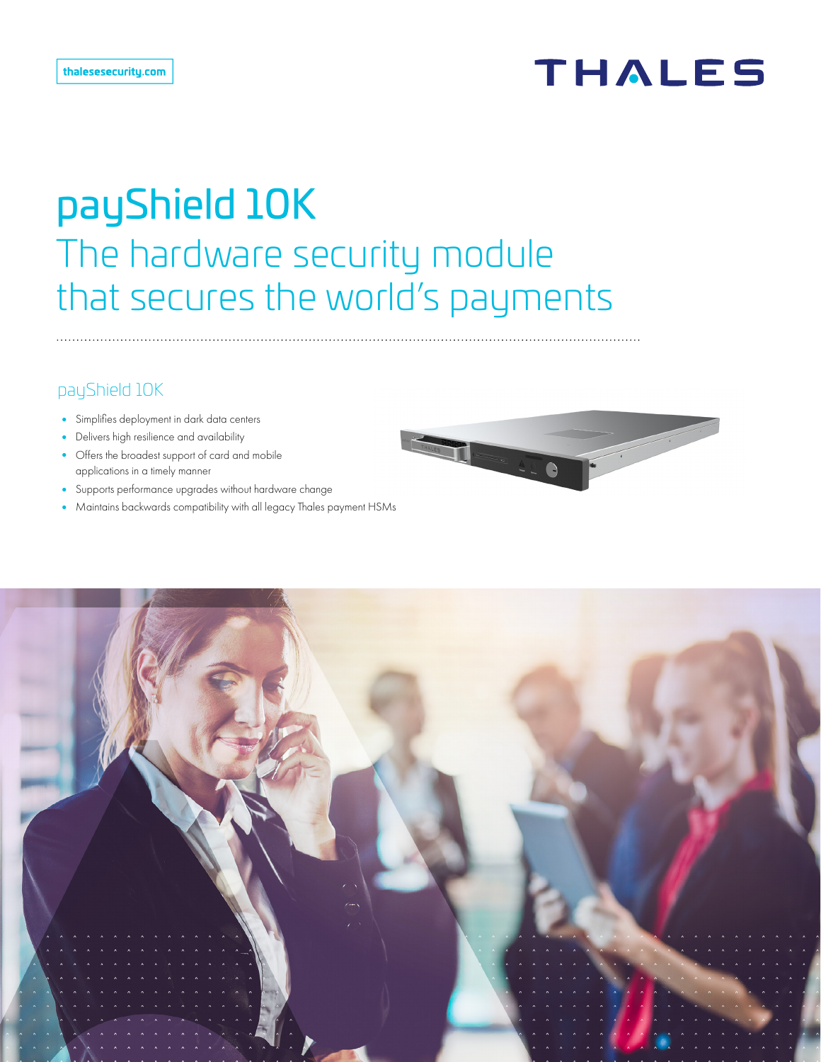thalesesecurity.com

THALES

# payShield 10K

## The hardware security module that secures the world's payments

### payShield 10K

- Simplifies deployment in dark data centers
- Delivers high resilience and availability
- Offers the broadest support of card and mobile applications in a timely manner
- Supports performance upgrades without hardware change
- Maintains backwards compatibility with all legacy Thales payment HSMs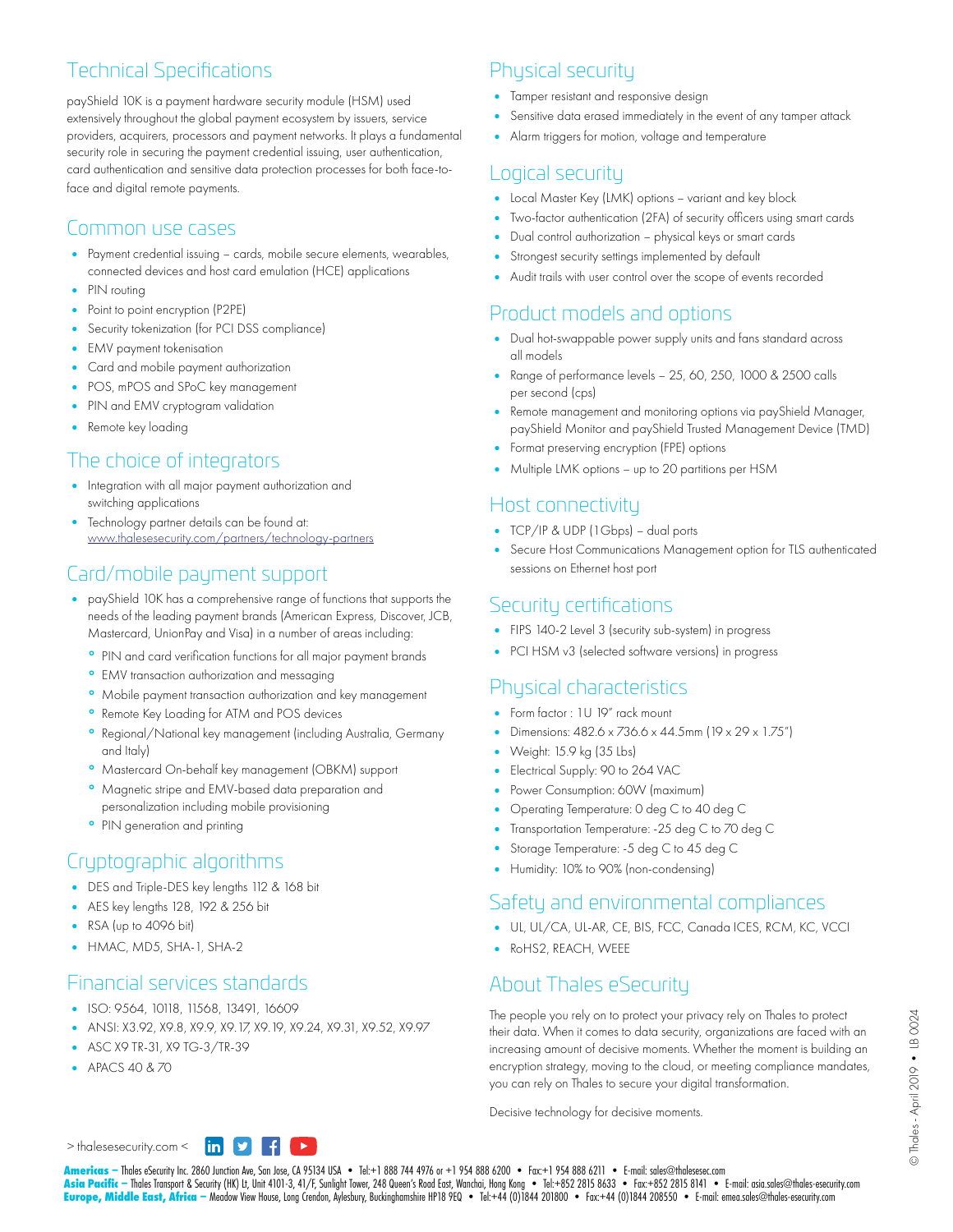## Technical Specifications

payShield 10K is a payment hardware security module (HSM) used extensively throughout the global payment ecosystem by issuers, service providers, acquirers, processors and payment networks. It plays a fundamental security role in securing the payment credential issuing, user authentication, card authentication and sensitive data protection processes for both face-to-face and digital remote payments.

## Common use cases

- Payment credential issuing – cards, mobile secure elements, wearables, connected devices and host card emulation (HCE) applications
- PIN routing
- Point to point encryption (P2PE)
- Security tokenization (for PCI DSS compliance)
- EMV payment tokenisation
- Card and mobile payment authorization
- POS, mPOS and SPoC key management
- PIN and EMV cryptogram validation
- Remote key loading

## The choice of integrators

- Integration with all major payment authorization and switching applications
- Technology partner details can be found at: www.thalesesecurity.com/partners/technology-partners

## Card/mobile payment support

- payShield 10K has a comprehensive range of functions that supports the needs of the leading payment brands (American Express, Discover, JCB, Mastercard, UnionPay and Visa) in a number of areas including:
  - PIN and card verification functions for all major payment brands
  - EMV transaction authorization and messaging
  - Mobile payment transaction authorization and key management
  - Remote Key Loading for ATM and POS devices
  - Regional/National key management (including Australia, Germany and Italy)
  - Mastercard On-behalf key management (OBKM) support
  - Magnetic stripe and EMV-based data preparation and personalization including mobile provisioning
  - PIN generation and printing

## Cryptographic algorithms

- DES and Triple-DES key lengths 112 & 168 bit
- AES key lengths 128, 192 & 256 bit
- RSA (up to 4096 bit)
- HMAC, MD5, SHA-1, SHA-2

## Financial services standards

- ISO: 9564, 10118, 11568, 13491, 16609
- ANSI: X3.92, X9.8, X9.9, X9.17, X9.19, X9.24, X9.31, X9.52, X9.97
- ASC X9 TR-31, X9 TG-3/TR-39
- APACS 40 & 70

## Physical security

- Tamper resistant and responsive design
- Sensitive data erased immediately in the event of any tamper attack
- Alarm triggers for motion, voltage and temperature

## Logical security

- Local Master Key (LMK) options – variant and key block
- Two-factor authentication (2FA) of security officers using smart cards
- Dual control authorization – physical keys or smart cards
- Strongest security settings implemented by default
- Audit trails with user control over the scope of events recorded

## Product models and options

- Dual hot-swappable power supply units and fans standard across all models
- Range of performance levels – 25, 60, 250, 1000 & 2500 calls per second (cps)
- Remote management and monitoring options via payShield Manager, payShield Monitor and payShield Trusted Management Device (TMD)
- Format preserving encryption (FPE) options
- Multiple LMK options – up to 20 partitions per HSM

## Host connectivity

- TCP/IP & UDP (1Gbps) – dual ports
- Secure Host Communications Management option for TLS authenticated sessions on Ethernet host port

## Security certifications

- FIPS 140-2 Level 3 (security sub-system) in progress
- PCI HSM v3 (selected software versions) in progress

## Physical characteristics

- Form factor : 1U 19" rack mount
- Dimensions: 482.6 x 736.6 x 44.5mm (19 x 29 x 1.75")
- Weight: 15.9 kg (35 Lbs)
- Electrical Supply: 90 to 264 VAC
- Power Consumption: 60W (maximum)
- Operating Temperature: 0 deg C to 40 deg C
- Transportation Temperature: -25 deg C to 70 deg C
- Storage Temperature: -5 deg C to 45 deg C
- Humidity: 10% to 90% (non-condensing)

## Safety and environmental compliances

- UL, UL/CA, UL-AR, CE, BIS, FCC, Canada ICES, RCM, KC, VCCI
- RoHS2, REACH, WEEE

## About Thales eSecurity

The people you rely on to protect your privacy rely on Thales to protect their data. When it comes to data security, organizations are faced with an increasing amount of decisive moments. Whether the moment is building an encryption strategy, moving to the cloud, or meeting compliance mandates, you can rely on Thales to secure your digital transformation.

Decisive technology for decisive moments.

> thalesesecurity.com <

**Americas –** Thales eSecurity Inc. 2860 Junction Ave, San Jose, CA 95134 USA • Tel:+1 888 744 4976 or +1 954 888 6200 • Fax:+1 954 888 6211 • E-mail: sales@thalesesec.com
**Asia Pacific –** Thales Transport & Security (HK) Lt, Unit 4101-3, 41/F, Sunlight Tower, 248 Queen's Road East, Wanchai, Hong Kong • Tel:+852 2815 8633 • Fax:+852 2815 8141 • E-mail: asia.sales@thales-esecurity.com
**Europe, Middle East, Africa –** Meadow View House, Long Crendon, Aylesbury, Buckinghamshire HP18 9EQ • Tel:+44 (0)1844 201800 • Fax:+44 (0)1844 208550 • E-mail: emea.sales@thales-esecurity.com

© Thales - April 2019 • LB 0024